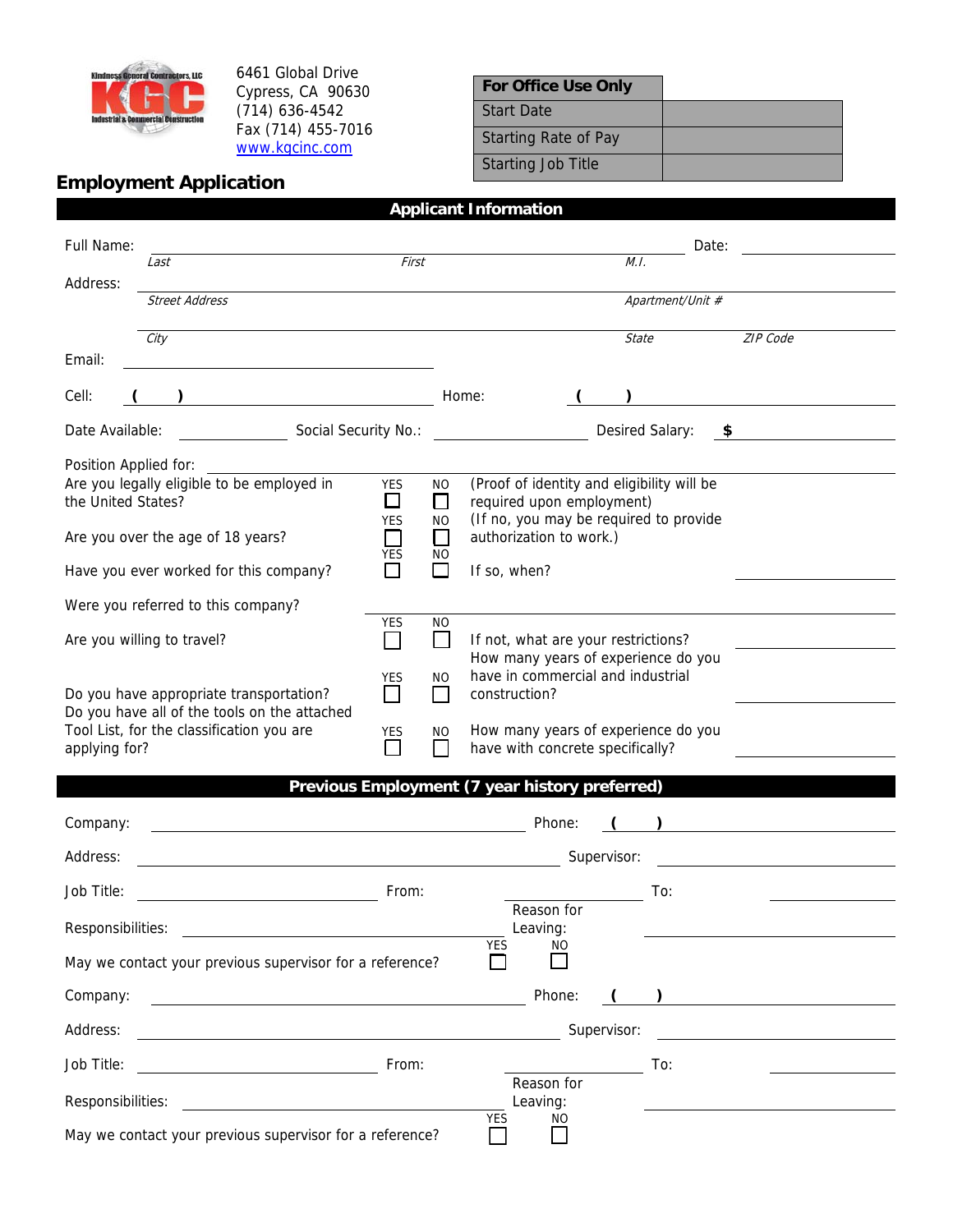Kindness General Contractors, LLC
KGC
Industrial & Commercial Construction

6461 Global Drive
Cypress, CA 90630
(714) 636-4542
Fax (714) 455-7016
www.kgcinc.com

| For Office Use Only | |
|---|---|
| Start Date | |
| Starting Rate of Pay | |
| Starting Job Title | |

# Employment Application

## Applicant Information

Full Name: ______________________________________________ Date: ____________
*Last* *First* *M.I.*

Address: ______________________________________________
*Street Address* *Apartment/Unit #*

______________________________________________
*City* *State* *ZIP Code*

Email: ______________________

Cell: ( ) ______________________ Home: ( ) ______________________

Date Available: __________ Social Security No.: ______________ Desired Salary: $ __________

Position Applied for: ______________________________________________

Are you legally eligible to be employed in the United States? YES ☐ NO ☐ (Proof of identity and eligibility will be required upon employment)

Are you over the age of 18 years? YES ☐ NO ☐ (If no, you may be required to provide authorization to work.)

Have you ever worked for this company? YES ☐ NO ☐ If so, when? __________

Were you referred to this company? ______________________________________________

Are you willing to travel? YES ☐ NO ☐ If not, what are your restrictions? __________

Do you have appropriate transportation? YES ☐ NO ☐ How many years of experience do you have in commercial and industrial construction? __________

Do you have all of the tools on the attached Tool List, for the classification you are applying for? YES ☐ NO ☐ How many years of experience do you have with concrete specifically? __________

## Previous Employment (7 year history preferred)

Company: ______________________ Phone: ( ) ______________

Address: ______________________ Supervisor: ______________

Job Title: ______________ From: ______________ To: ______________

Responsibilities: ______________________ Reason for Leaving: ______________

May we contact your previous supervisor for a reference? YES ☐ NO ☐

Company: ______________________ Phone: ( ) ______________

Address: ______________________ Supervisor: ______________

Job Title: ______________ From: ______________ To: ______________

Responsibilities: ______________________ Reason for Leaving: ______________

May we contact your previous supervisor for a reference? YES ☐ NO ☐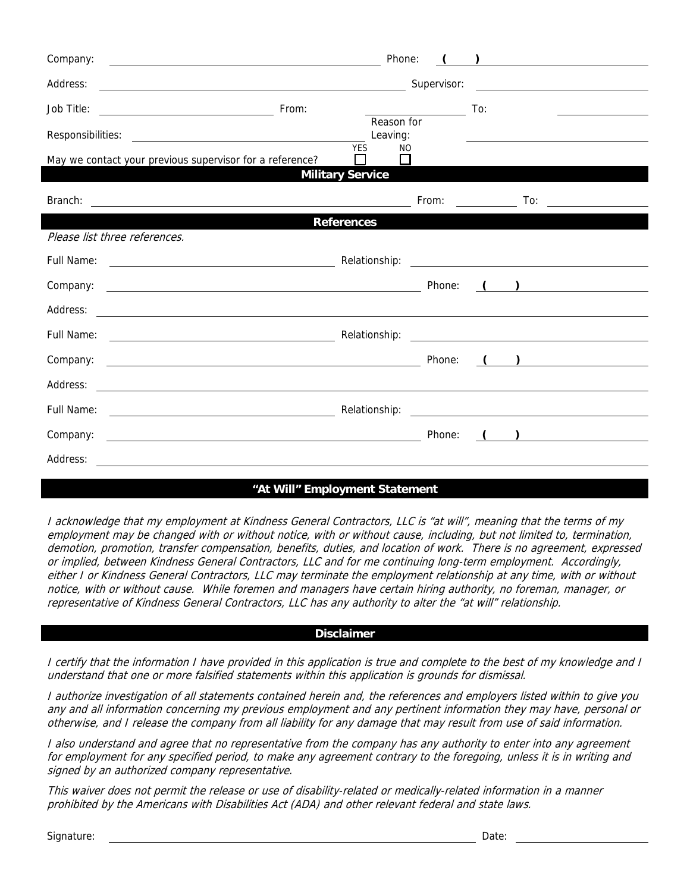Company: ______________________________ Phone: ( ) ______________________

Address: ______________________________ Supervisor: ______________________

Job Title: ____________________ From: ____________ To: ____________

Responsibilities: ______________________________ Reason for Leaving: ______________________

May we contact your previous supervisor for a reference? YES ☐ NO ☐

## Military Service

Branch: ______________________________ From: ____________ To: ____________

## References

*Please list three references.*

Full Name: ______________________________ Relationship: ______________________

Company: ______________________________ Phone: ( ) ______________________

Address: ______________________________________________________________

Full Name: ______________________________ Relationship: ______________________

Company: ______________________________ Phone: ( ) ______________________

Address: ______________________________________________________________

Full Name: ______________________________ Relationship: ______________________

Company: ______________________________ Phone: ( ) ______________________

Address: ______________________________________________________________

## "At Will" Employment Statement

*I acknowledge that my employment at Kindness General Contractors, LLC is "at will", meaning that the terms of my employment may be changed with or without notice, with or without cause, including, but not limited to, termination, demotion, promotion, transfer compensation, benefits, duties, and location of work. There is no agreement, expressed or implied, between Kindness General Contractors, LLC and for me continuing long-term employment. Accordingly, either I or Kindness General Contractors, LLC may terminate the employment relationship at any time, with or without notice, with or without cause. While foremen and managers have certain hiring authority, no foreman, manager, or representative of Kindness General Contractors, LLC has any authority to alter the "at will" relationship.*

## Disclaimer

*I certify that the information I have provided in this application is true and complete to the best of my knowledge and I understand that one or more falsified statements within this application is grounds for dismissal.*

*I authorize investigation of all statements contained herein and, the references and employers listed within to give you any and all information concerning my previous employment and any pertinent information they may have, personal or otherwise, and I release the company from all liability for any damage that may result from use of said information.*

*I also understand and agree that no representative from the company has any authority to enter into any agreement for employment for any specified period, to make any agreement contrary to the foregoing, unless it is in writing and signed by an authorized company representative.*

*This waiver does not permit the release or use of disability-related or medically-related information in a manner prohibited by the Americans with Disabilities Act (ADA) and other relevant federal and state laws.*

Signature: ______________________________________________ Date: ____________________